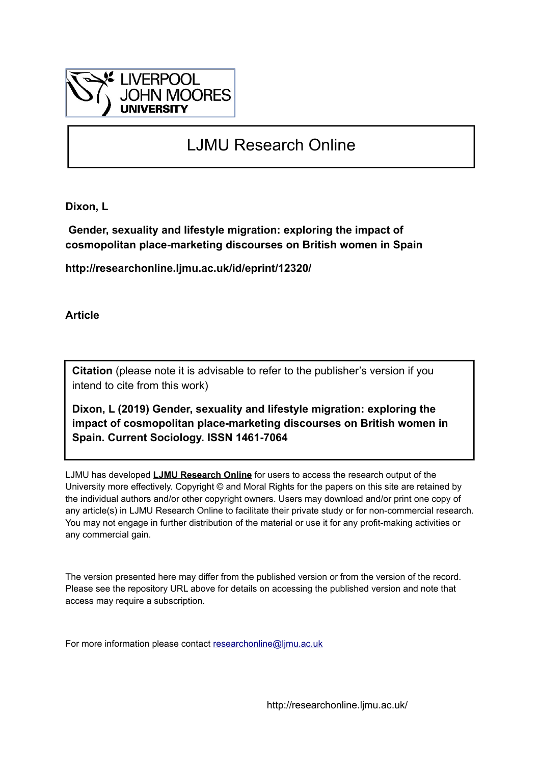LIVERPOOL JOHN MOORES UNIVERSITY

# LJMU Research Online

**Dixon, L**

**Gender, sexuality and lifestyle migration: exploring the impact of cosmopolitan place-marketing discourses on British women in Spain**

**http://researchonline.ljmu.ac.uk/id/eprint/12320/**

**Article**

**Citation** (please note it is advisable to refer to the publisher's version if you intend to cite from this work)

**Dixon, L (2019) Gender, sexuality and lifestyle migration: exploring the impact of cosmopolitan place-marketing discourses on British women in Spain. Current Sociology. ISSN 1461-7064**

LJMU has developed **LJMU Research Online** for users to access the research output of the University more effectively. Copyright © and Moral Rights for the papers on this site are retained by the individual authors and/or other copyright owners. Users may download and/or print one copy of any article(s) in LJMU Research Online to facilitate their private study or for non-commercial research. You may not engage in further distribution of the material or use it for any profit-making activities or any commercial gain.

The version presented here may differ from the published version or from the version of the record. Please see the repository URL above for details on accessing the published version and note that access may require a subscription.

For more information please contact researchonline@ljmu.ac.uk

http://researchonline.ljmu.ac.uk/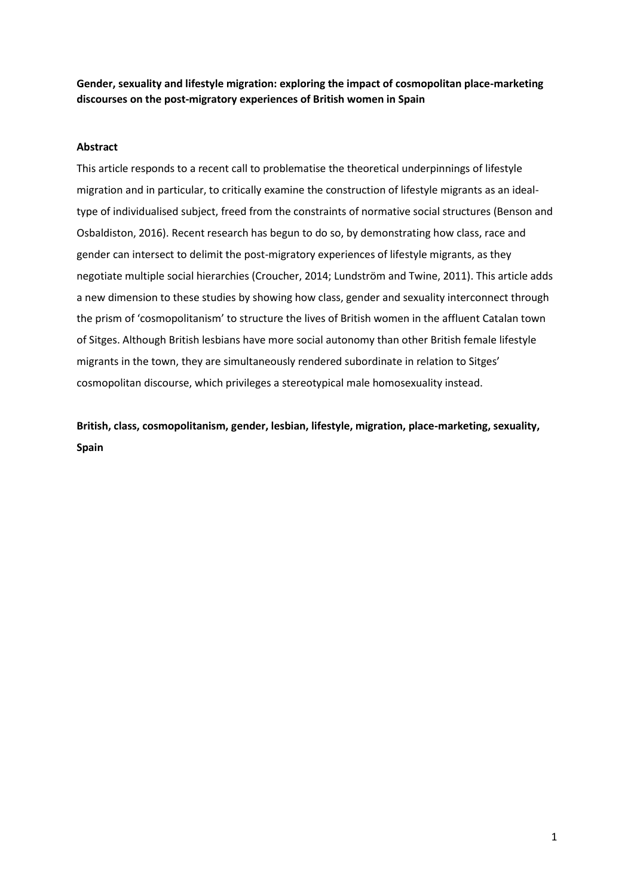**Gender, sexuality and lifestyle migration: exploring the impact of cosmopolitan place-marketing discourses on the post-migratory experiences of British women in Spain**

**Abstract**

This article responds to a recent call to problematise the theoretical underpinnings of lifestyle migration and in particular, to critically examine the construction of lifestyle migrants as an ideal-type of individualised subject, freed from the constraints of normative social structures (Benson and Osbaldiston, 2016). Recent research has begun to do so, by demonstrating how class, race and gender can intersect to delimit the post-migratory experiences of lifestyle migrants, as they negotiate multiple social hierarchies (Croucher, 2014; Lundström and Twine, 2011). This article adds a new dimension to these studies by showing how class, gender and sexuality interconnect through the prism of 'cosmopolitanism' to structure the lives of British women in the affluent Catalan town of Sitges. Although British lesbians have more social autonomy than other British female lifestyle migrants in the town, they are simultaneously rendered subordinate in relation to Sitges' cosmopolitan discourse, which privileges a stereotypical male homosexuality instead.

**British, class, cosmopolitanism, gender, lesbian, lifestyle, migration, place-marketing, sexuality, Spain**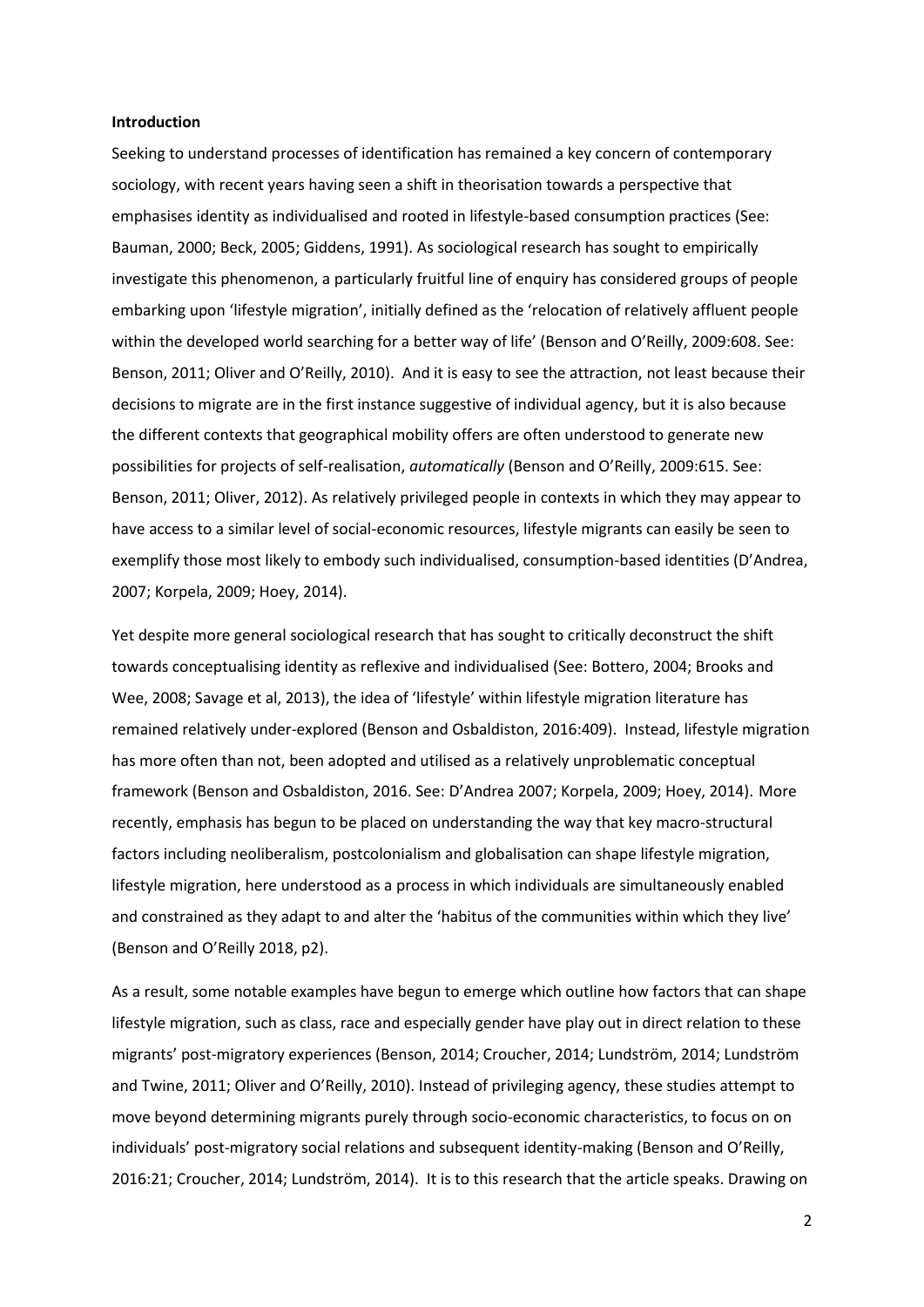**Introduction**

Seeking to understand processes of identification has remained a key concern of contemporary sociology, with recent years having seen a shift in theorisation towards a perspective that emphasises identity as individualised and rooted in lifestyle-based consumption practices (See: Bauman, 2000; Beck, 2005; Giddens, 1991). As sociological research has sought to empirically investigate this phenomenon, a particularly fruitful line of enquiry has considered groups of people embarking upon 'lifestyle migration', initially defined as the 'relocation of relatively affluent people within the developed world searching for a better way of life' (Benson and O'Reilly, 2009:608. See: Benson, 2011; Oliver and O'Reilly, 2010). And it is easy to see the attraction, not least because their decisions to migrate are in the first instance suggestive of individual agency, but it is also because the different contexts that geographical mobility offers are often understood to generate new possibilities for projects of self-realisation, *automatically* (Benson and O'Reilly, 2009:615. See: Benson, 2011; Oliver, 2012). As relatively privileged people in contexts in which they may appear to have access to a similar level of social-economic resources, lifestyle migrants can easily be seen to exemplify those most likely to embody such individualised, consumption-based identities (D'Andrea, 2007; Korpela, 2009; Hoey, 2014).

Yet despite more general sociological research that has sought to critically deconstruct the shift towards conceptualising identity as reflexive and individualised (See: Bottero, 2004; Brooks and Wee, 2008; Savage et al, 2013), the idea of 'lifestyle' within lifestyle migration literature has remained relatively under-explored (Benson and Osbaldiston, 2016:409). Instead, lifestyle migration has more often than not, been adopted and utilised as a relatively unproblematic conceptual framework (Benson and Osbaldiston, 2016. See: D'Andrea 2007; Korpela, 2009; Hoey, 2014). More recently, emphasis has begun to be placed on understanding the way that key macro-structural factors including neoliberalism, postcolonialism and globalisation can shape lifestyle migration, lifestyle migration, here understood as a process in which individuals are simultaneously enabled and constrained as they adapt to and alter the 'habitus of the communities within which they live' (Benson and O'Reilly 2018, p2).

As a result, some notable examples have begun to emerge which outline how factors that can shape lifestyle migration, such as class, race and especially gender have play out in direct relation to these migrants' post-migratory experiences (Benson, 2014; Croucher, 2014; Lundström, 2014; Lundström and Twine, 2011; Oliver and O'Reilly, 2010). Instead of privileging agency, these studies attempt to move beyond determining migrants purely through socio-economic characteristics, to focus on on individuals' post-migratory social relations and subsequent identity-making (Benson and O'Reilly, 2016:21; Croucher, 2014; Lundström, 2014). It is to this research that the article speaks. Drawing on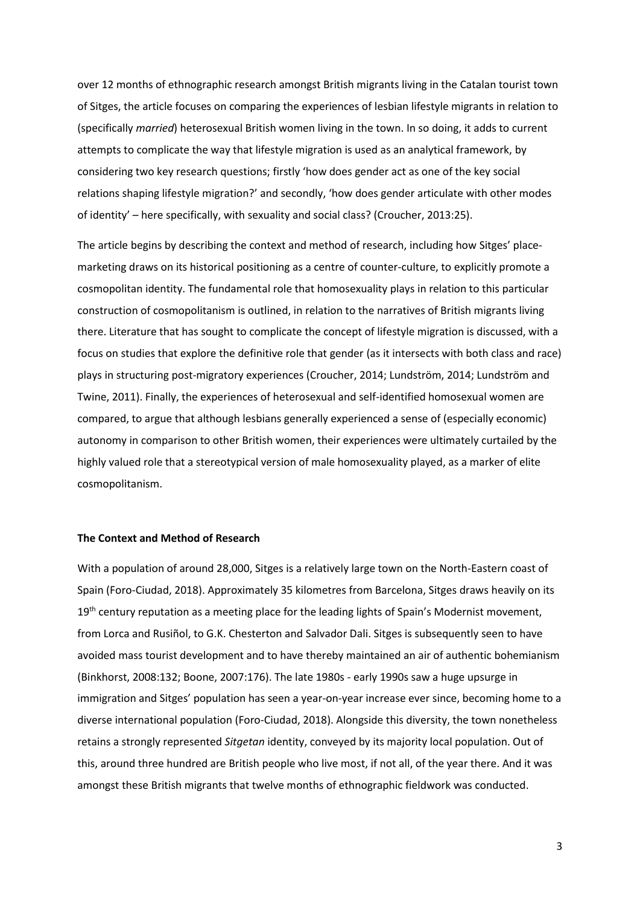over 12 months of ethnographic research amongst British migrants living in the Catalan tourist town of Sitges, the article focuses on comparing the experiences of lesbian lifestyle migrants in relation to (specifically *married*) heterosexual British women living in the town. In so doing, it adds to current attempts to complicate the way that lifestyle migration is used as an analytical framework, by considering two key research questions; firstly 'how does gender act as one of the key social relations shaping lifestyle migration?' and secondly, 'how does gender articulate with other modes of identity' – here specifically, with sexuality and social class? (Croucher, 2013:25).

The article begins by describing the context and method of research, including how Sitges' place-marketing draws on its historical positioning as a centre of counter-culture, to explicitly promote a cosmopolitan identity. The fundamental role that homosexuality plays in relation to this particular construction of cosmopolitanism is outlined, in relation to the narratives of British migrants living there. Literature that has sought to complicate the concept of lifestyle migration is discussed, with a focus on studies that explore the definitive role that gender (as it intersects with both class and race) plays in structuring post-migratory experiences (Croucher, 2014; Lundström, 2014; Lundström and Twine, 2011). Finally, the experiences of heterosexual and self-identified homosexual women are compared, to argue that although lesbians generally experienced a sense of (especially economic) autonomy in comparison to other British women, their experiences were ultimately curtailed by the highly valued role that a stereotypical version of male homosexuality played, as a marker of elite cosmopolitanism.

**The Context and Method of Research**

With a population of around 28,000, Sitges is a relatively large town on the North-Eastern coast of Spain (Foro-Ciudad, 2018). Approximately 35 kilometres from Barcelona, Sitges draws heavily on its 19th century reputation as a meeting place for the leading lights of Spain's Modernist movement, from Lorca and Rusiñol, to G.K. Chesterton and Salvador Dali. Sitges is subsequently seen to have avoided mass tourist development and to have thereby maintained an air of authentic bohemianism (Binkhorst, 2008:132; Boone, 2007:176). The late 1980s - early 1990s saw a huge upsurge in immigration and Sitges' population has seen a year-on-year increase ever since, becoming home to a diverse international population (Foro-Ciudad, 2018). Alongside this diversity, the town nonetheless retains a strongly represented *Sitgetan* identity, conveyed by its majority local population. Out of this, around three hundred are British people who live most, if not all, of the year there. And it was amongst these British migrants that twelve months of ethnographic fieldwork was conducted.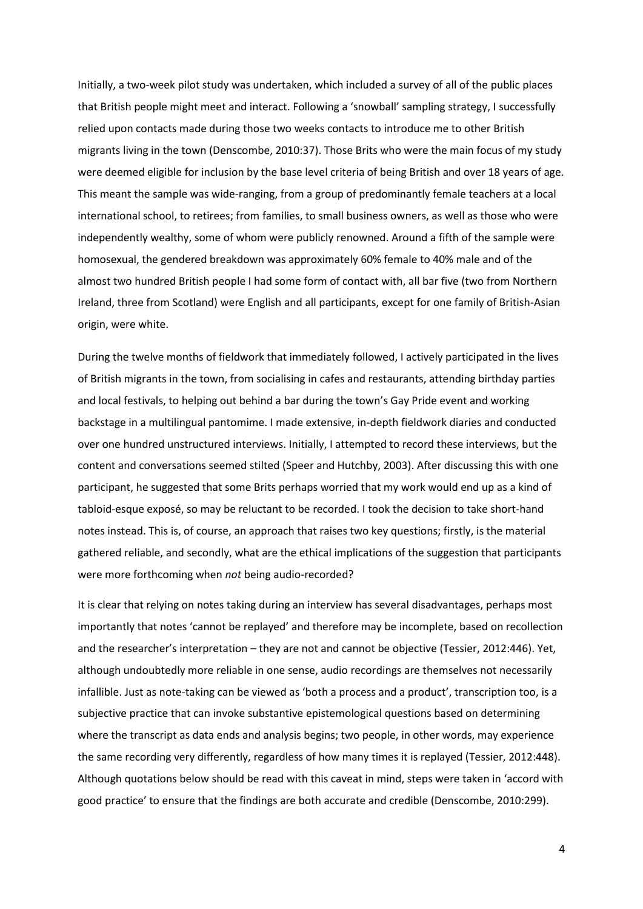Initially, a two-week pilot study was undertaken, which included a survey of all of the public places that British people might meet and interact. Following a 'snowball' sampling strategy, I successfully relied upon contacts made during those two weeks contacts to introduce me to other British migrants living in the town (Denscombe, 2010:37). Those Brits who were the main focus of my study were deemed eligible for inclusion by the base level criteria of being British and over 18 years of age. This meant the sample was wide-ranging, from a group of predominantly female teachers at a local international school, to retirees; from families, to small business owners, as well as those who were independently wealthy, some of whom were publicly renowned. Around a fifth of the sample were homosexual, the gendered breakdown was approximately 60% female to 40% male and of the almost two hundred British people I had some form of contact with, all bar five (two from Northern Ireland, three from Scotland) were English and all participants, except for one family of British-Asian origin, were white.

During the twelve months of fieldwork that immediately followed, I actively participated in the lives of British migrants in the town, from socialising in cafes and restaurants, attending birthday parties and local festivals, to helping out behind a bar during the town's Gay Pride event and working backstage in a multilingual pantomime. I made extensive, in-depth fieldwork diaries and conducted over one hundred unstructured interviews. Initially, I attempted to record these interviews, but the content and conversations seemed stilted (Speer and Hutchby, 2003). After discussing this with one participant, he suggested that some Brits perhaps worried that my work would end up as a kind of tabloid-esque exposé, so may be reluctant to be recorded. I took the decision to take short-hand notes instead. This is, of course, an approach that raises two key questions; firstly, is the material gathered reliable, and secondly, what are the ethical implications of the suggestion that participants were more forthcoming when *not* being audio-recorded?

It is clear that relying on notes taking during an interview has several disadvantages, perhaps most importantly that notes 'cannot be replayed' and therefore may be incomplete, based on recollection and the researcher's interpretation – they are not and cannot be objective (Tessier, 2012:446). Yet, although undoubtedly more reliable in one sense, audio recordings are themselves not necessarily infallible. Just as note-taking can be viewed as 'both a process and a product', transcription too, is a subjective practice that can invoke substantive epistemological questions based on determining where the transcript as data ends and analysis begins; two people, in other words, may experience the same recording very differently, regardless of how many times it is replayed (Tessier, 2012:448). Although quotations below should be read with this caveat in mind, steps were taken in 'accord with good practice' to ensure that the findings are both accurate and credible (Denscombe, 2010:299).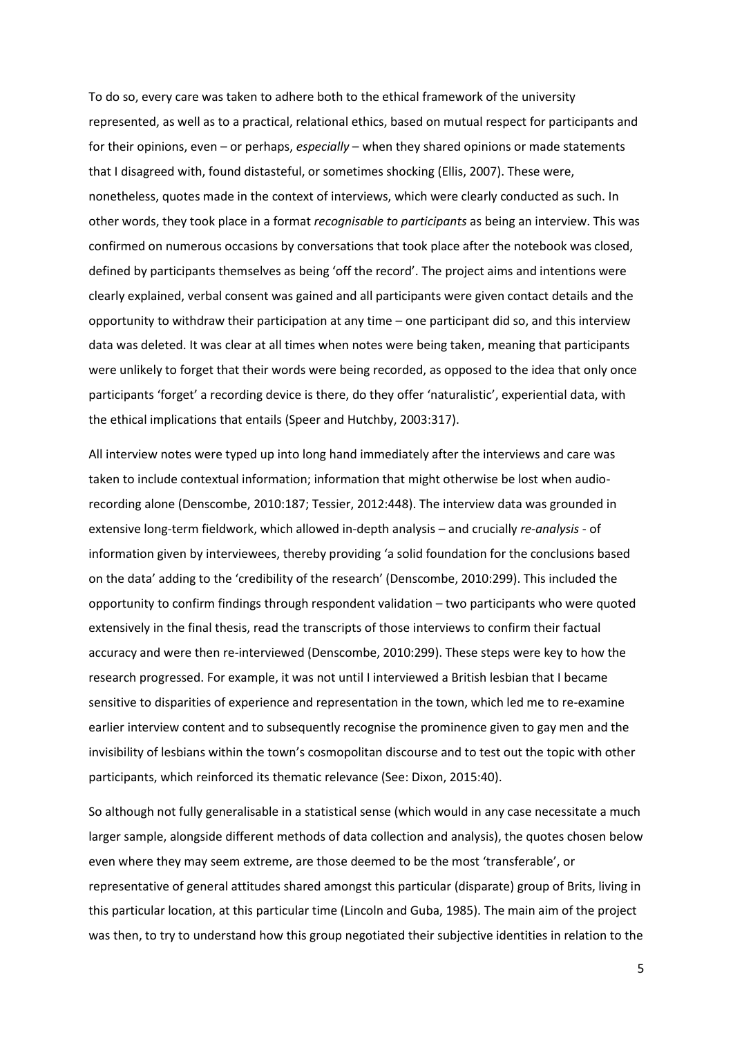To do so, every care was taken to adhere both to the ethical framework of the university represented, as well as to a practical, relational ethics, based on mutual respect for participants and for their opinions, even – or perhaps, *especially* – when they shared opinions or made statements that I disagreed with, found distasteful, or sometimes shocking (Ellis, 2007). These were, nonetheless, quotes made in the context of interviews, which were clearly conducted as such. In other words, they took place in a format *recognisable to participants* as being an interview. This was confirmed on numerous occasions by conversations that took place after the notebook was closed, defined by participants themselves as being 'off the record'. The project aims and intentions were clearly explained, verbal consent was gained and all participants were given contact details and the opportunity to withdraw their participation at any time – one participant did so, and this interview data was deleted. It was clear at all times when notes were being taken, meaning that participants were unlikely to forget that their words were being recorded, as opposed to the idea that only once participants 'forget' a recording device is there, do they offer 'naturalistic', experiential data, with the ethical implications that entails (Speer and Hutchby, 2003:317).

All interview notes were typed up into long hand immediately after the interviews and care was taken to include contextual information; information that might otherwise be lost when audio-recording alone (Denscombe, 2010:187; Tessier, 2012:448). The interview data was grounded in extensive long-term fieldwork, which allowed in-depth analysis – and crucially *re-analysis* - of information given by interviewees, thereby providing 'a solid foundation for the conclusions based on the data' adding to the 'credibility of the research' (Denscombe, 2010:299). This included the opportunity to confirm findings through respondent validation – two participants who were quoted extensively in the final thesis, read the transcripts of those interviews to confirm their factual accuracy and were then re-interviewed (Denscombe, 2010:299). These steps were key to how the research progressed. For example, it was not until I interviewed a British lesbian that I became sensitive to disparities of experience and representation in the town, which led me to re-examine earlier interview content and to subsequently recognise the prominence given to gay men and the invisibility of lesbians within the town's cosmopolitan discourse and to test out the topic with other participants, which reinforced its thematic relevance (See: Dixon, 2015:40).

So although not fully generalisable in a statistical sense (which would in any case necessitate a much larger sample, alongside different methods of data collection and analysis), the quotes chosen below even where they may seem extreme, are those deemed to be the most 'transferable', or representative of general attitudes shared amongst this particular (disparate) group of Brits, living in this particular location, at this particular time (Lincoln and Guba, 1985). The main aim of the project was then, to try to understand how this group negotiated their subjective identities in relation to the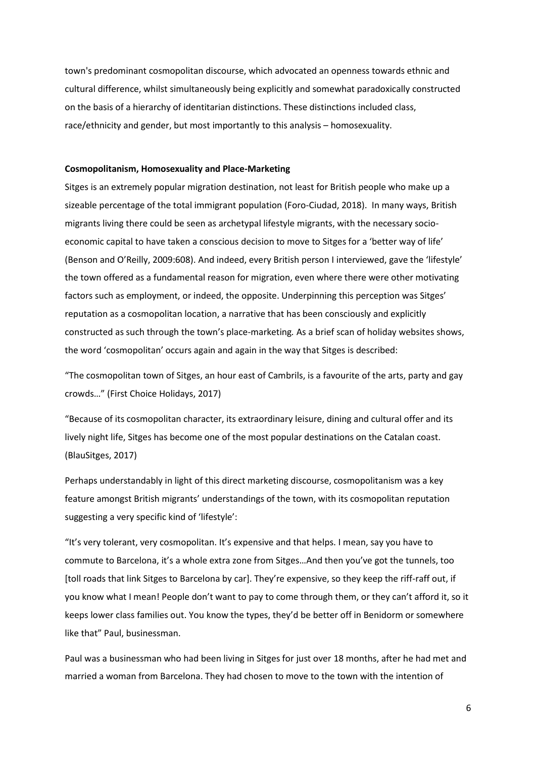town's predominant cosmopolitan discourse, which advocated an openness towards ethnic and cultural difference, whilst simultaneously being explicitly and somewhat paradoxically constructed on the basis of a hierarchy of identitarian distinctions. These distinctions included class, race/ethnicity and gender, but most importantly to this analysis – homosexuality.

**Cosmopolitanism, Homosexuality and Place-Marketing**

Sitges is an extremely popular migration destination, not least for British people who make up a sizeable percentage of the total immigrant population (Foro-Ciudad, 2018). In many ways, British migrants living there could be seen as archetypal lifestyle migrants, with the necessary socio-economic capital to have taken a conscious decision to move to Sitges for a 'better way of life' (Benson and O'Reilly, 2009:608). And indeed, every British person I interviewed, gave the 'lifestyle' the town offered as a fundamental reason for migration, even where there were other motivating factors such as employment, or indeed, the opposite. Underpinning this perception was Sitges' reputation as a cosmopolitan location, a narrative that has been consciously and explicitly constructed as such through the town's place-marketing. As a brief scan of holiday websites shows, the word 'cosmopolitan' occurs again and again in the way that Sitges is described:

"The cosmopolitan town of Sitges, an hour east of Cambrils, is a favourite of the arts, party and gay crowds…" (First Choice Holidays, 2017)

"Because of its cosmopolitan character, its extraordinary leisure, dining and cultural offer and its lively night life, Sitges has become one of the most popular destinations on the Catalan coast. (BlauSitges, 2017)

Perhaps understandably in light of this direct marketing discourse, cosmopolitanism was a key feature amongst British migrants' understandings of the town, with its cosmopolitan reputation suggesting a very specific kind of 'lifestyle':

"It's very tolerant, very cosmopolitan. It's expensive and that helps. I mean, say you have to commute to Barcelona, it's a whole extra zone from Sitges…And then you've got the tunnels, too [toll roads that link Sitges to Barcelona by car]. They're expensive, so they keep the riff-raff out, if you know what I mean! People don't want to pay to come through them, or they can't afford it, so it keeps lower class families out. You know the types, they'd be better off in Benidorm or somewhere like that" Paul, businessman.

Paul was a businessman who had been living in Sitges for just over 18 months, after he had met and married a woman from Barcelona. They had chosen to move to the town with the intention of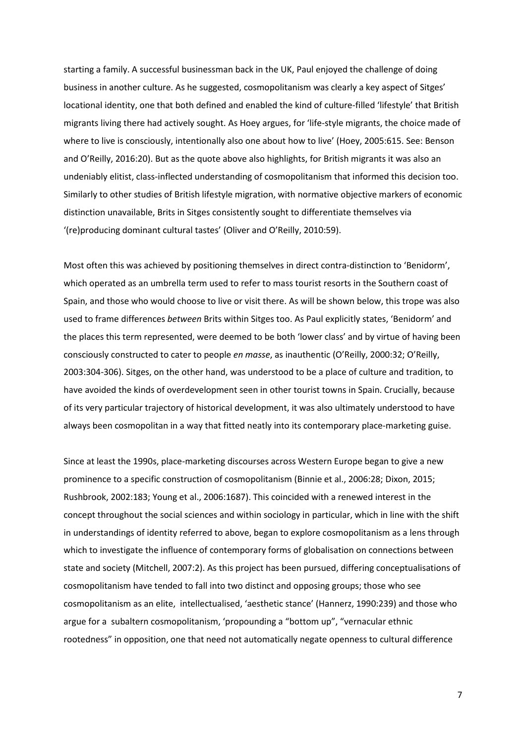starting a family. A successful businessman back in the UK, Paul enjoyed the challenge of doing business in another culture. As he suggested, cosmopolitanism was clearly a key aspect of Sitges' locational identity, one that both defined and enabled the kind of culture-filled 'lifestyle' that British migrants living there had actively sought. As Hoey argues, for 'life-style migrants, the choice made of where to live is consciously, intentionally also one about how to live' (Hoey, 2005:615. See: Benson and O'Reilly, 2016:20). But as the quote above also highlights, for British migrants it was also an undeniably elitist, class-inflected understanding of cosmopolitanism that informed this decision too. Similarly to other studies of British lifestyle migration, with normative objective markers of economic distinction unavailable, Brits in Sitges consistently sought to differentiate themselves via '(re)producing dominant cultural tastes' (Oliver and O'Reilly, 2010:59).

Most often this was achieved by positioning themselves in direct contra-distinction to 'Benidorm', which operated as an umbrella term used to refer to mass tourist resorts in the Southern coast of Spain, and those who would choose to live or visit there. As will be shown below, this trope was also used to frame differences *between* Brits within Sitges too. As Paul explicitly states, 'Benidorm' and the places this term represented, were deemed to be both 'lower class' and by virtue of having been consciously constructed to cater to people *en masse*, as inauthentic (O'Reilly, 2000:32; O'Reilly, 2003:304-306). Sitges, on the other hand, was understood to be a place of culture and tradition, to have avoided the kinds of overdevelopment seen in other tourist towns in Spain. Crucially, because of its very particular trajectory of historical development, it was also ultimately understood to have always been cosmopolitan in a way that fitted neatly into its contemporary place-marketing guise.

Since at least the 1990s, place-marketing discourses across Western Europe began to give a new prominence to a specific construction of cosmopolitanism (Binnie et al., 2006:28; Dixon, 2015; Rushbrook, 2002:183; Young et al., 2006:1687). This coincided with a renewed interest in the concept throughout the social sciences and within sociology in particular, which in line with the shift in understandings of identity referred to above, began to explore cosmopolitanism as a lens through which to investigate the influence of contemporary forms of globalisation on connections between state and society (Mitchell, 2007:2). As this project has been pursued, differing conceptualisations of cosmopolitanism have tended to fall into two distinct and opposing groups; those who see cosmopolitanism as an elite, intellectualised, 'aesthetic stance' (Hannerz, 1990:239) and those who argue for a subaltern cosmopolitanism, 'propounding a "bottom up", "vernacular ethnic rootedness" in opposition, one that need not automatically negate openness to cultural difference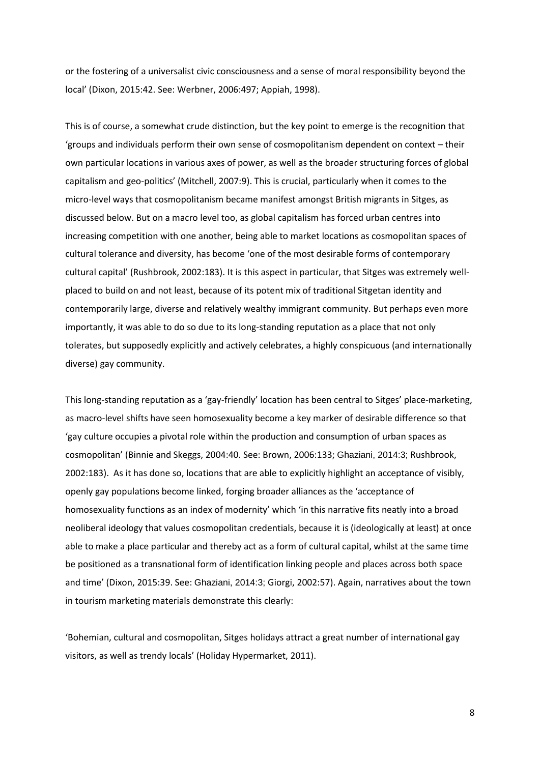or the fostering of a universalist civic consciousness and a sense of moral responsibility beyond the local' (Dixon, 2015:42. See: Werbner, 2006:497; Appiah, 1998).

This is of course, a somewhat crude distinction, but the key point to emerge is the recognition that 'groups and individuals perform their own sense of cosmopolitanism dependent on context – their own particular locations in various axes of power, as well as the broader structuring forces of global capitalism and geo-politics' (Mitchell, 2007:9). This is crucial, particularly when it comes to the micro-level ways that cosmopolitanism became manifest amongst British migrants in Sitges, as discussed below. But on a macro level too, as global capitalism has forced urban centres into increasing competition with one another, being able to market locations as cosmopolitan spaces of cultural tolerance and diversity, has become 'one of the most desirable forms of contemporary cultural capital' (Rushbrook, 2002:183). It is this aspect in particular, that Sitges was extremely well-placed to build on and not least, because of its potent mix of traditional Sitgetan identity and contemporarily large, diverse and relatively wealthy immigrant community. But perhaps even more importantly, it was able to do so due to its long-standing reputation as a place that not only tolerates, but supposedly explicitly and actively celebrates, a highly conspicuous (and internationally diverse) gay community.

This long-standing reputation as a 'gay-friendly' location has been central to Sitges' place-marketing, as macro-level shifts have seen homosexuality become a key marker of desirable difference so that 'gay culture occupies a pivotal role within the production and consumption of urban spaces as cosmopolitan' (Binnie and Skeggs, 2004:40. See: Brown, 2006:133; Ghaziani, 2014:3; Rushbrook, 2002:183). As it has done so, locations that are able to explicitly highlight an acceptance of visibly, openly gay populations become linked, forging broader alliances as the 'acceptance of homosexuality functions as an index of modernity' which 'in this narrative fits neatly into a broad neoliberal ideology that values cosmopolitan credentials, because it is (ideologically at least) at once able to make a place particular and thereby act as a form of cultural capital, whilst at the same time be positioned as a transnational form of identification linking people and places across both space and time' (Dixon, 2015:39. See: Ghaziani, 2014:3; Giorgi, 2002:57). Again, narratives about the town in tourism marketing materials demonstrate this clearly:

'Bohemian, cultural and cosmopolitan, Sitges holidays attract a great number of international gay visitors, as well as trendy locals' (Holiday Hypermarket, 2011).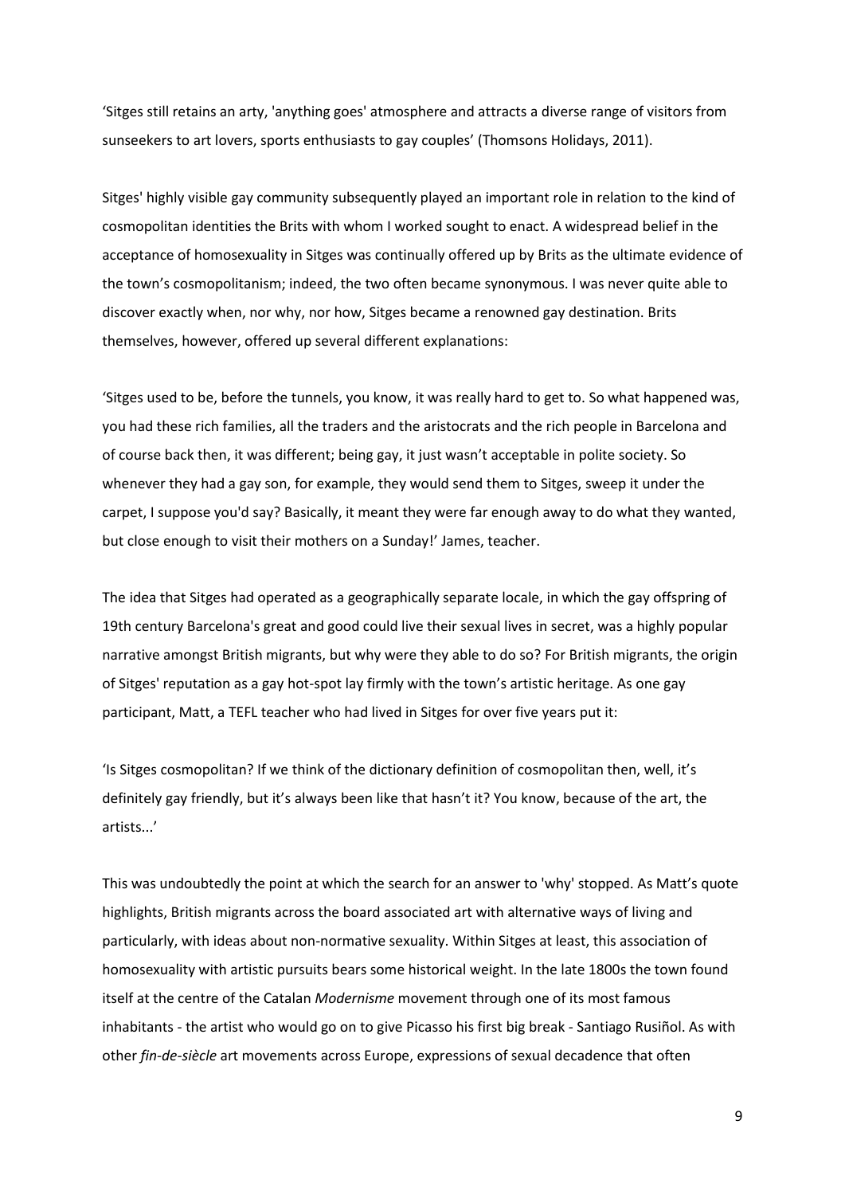'Sitges still retains an arty, 'anything goes' atmosphere and attracts a diverse range of visitors from sunseekers to art lovers, sports enthusiasts to gay couples' (Thomsons Holidays, 2011).

Sitges' highly visible gay community subsequently played an important role in relation to the kind of cosmopolitan identities the Brits with whom I worked sought to enact. A widespread belief in the acceptance of homosexuality in Sitges was continually offered up by Brits as the ultimate evidence of the town's cosmopolitanism; indeed, the two often became synonymous. I was never quite able to discover exactly when, nor why, nor how, Sitges became a renowned gay destination. Brits themselves, however, offered up several different explanations:

'Sitges used to be, before the tunnels, you know, it was really hard to get to. So what happened was, you had these rich families, all the traders and the aristocrats and the rich people in Barcelona and of course back then, it was different; being gay, it just wasn't acceptable in polite society. So whenever they had a gay son, for example, they would send them to Sitges, sweep it under the carpet, I suppose you'd say? Basically, it meant they were far enough away to do what they wanted, but close enough to visit their mothers on a Sunday!' James, teacher.

The idea that Sitges had operated as a geographically separate locale, in which the gay offspring of 19th century Barcelona's great and good could live their sexual lives in secret, was a highly popular narrative amongst British migrants, but why were they able to do so? For British migrants, the origin of Sitges' reputation as a gay hot-spot lay firmly with the town's artistic heritage. As one gay participant, Matt, a TEFL teacher who had lived in Sitges for over five years put it:

'Is Sitges cosmopolitan? If we think of the dictionary definition of cosmopolitan then, well, it's definitely gay friendly, but it's always been like that hasn't it? You know, because of the art, the artists...'

This was undoubtedly the point at which the search for an answer to 'why' stopped. As Matt's quote highlights, British migrants across the board associated art with alternative ways of living and particularly, with ideas about non-normative sexuality. Within Sitges at least, this association of homosexuality with artistic pursuits bears some historical weight. In the late 1800s the town found itself at the centre of the Catalan *Modernisme* movement through one of its most famous inhabitants - the artist who would go on to give Picasso his first big break - Santiago Rusiñol. As with other *fin-de-siècle* art movements across Europe, expressions of sexual decadence that often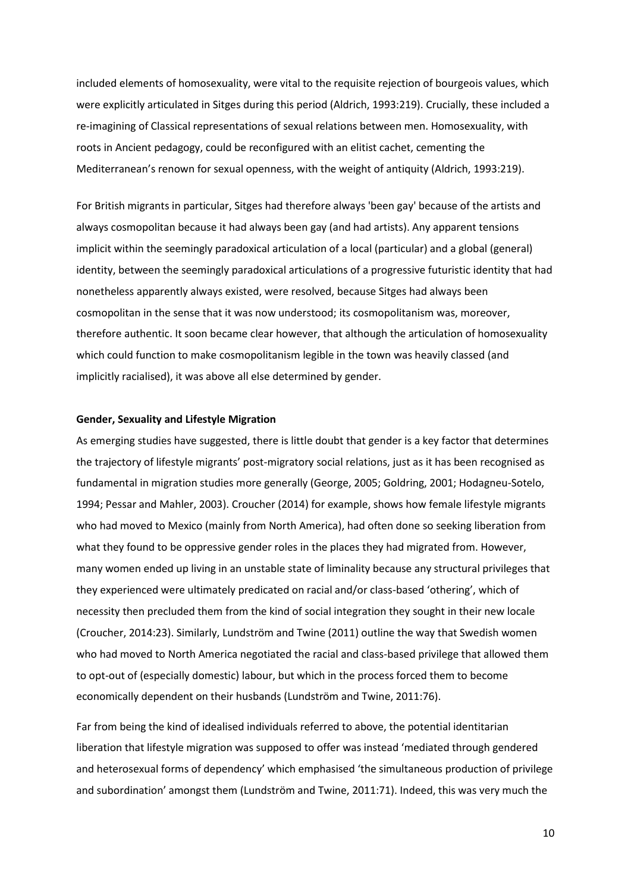included elements of homosexuality, were vital to the requisite rejection of bourgeois values, which were explicitly articulated in Sitges during this period (Aldrich, 1993:219). Crucially, these included a re-imagining of Classical representations of sexual relations between men. Homosexuality, with roots in Ancient pedagogy, could be reconfigured with an elitist cachet, cementing the Mediterranean's renown for sexual openness, with the weight of antiquity (Aldrich, 1993:219).

For British migrants in particular, Sitges had therefore always 'been gay' because of the artists and always cosmopolitan because it had always been gay (and had artists). Any apparent tensions implicit within the seemingly paradoxical articulation of a local (particular) and a global (general) identity, between the seemingly paradoxical articulations of a progressive futuristic identity that had nonetheless apparently always existed, were resolved, because Sitges had always been cosmopolitan in the sense that it was now understood; its cosmopolitanism was, moreover, therefore authentic. It soon became clear however, that although the articulation of homosexuality which could function to make cosmopolitanism legible in the town was heavily classed (and implicitly racialised), it was above all else determined by gender.

**Gender, Sexuality and Lifestyle Migration**

As emerging studies have suggested, there is little doubt that gender is a key factor that determines the trajectory of lifestyle migrants' post-migratory social relations, just as it has been recognised as fundamental in migration studies more generally (George, 2005; Goldring, 2001; Hodagneu-Sotelo, 1994; Pessar and Mahler, 2003). Croucher (2014) for example, shows how female lifestyle migrants who had moved to Mexico (mainly from North America), had often done so seeking liberation from what they found to be oppressive gender roles in the places they had migrated from. However, many women ended up living in an unstable state of liminality because any structural privileges that they experienced were ultimately predicated on racial and/or class-based 'othering', which of necessity then precluded them from the kind of social integration they sought in their new locale (Croucher, 2014:23). Similarly, Lundström and Twine (2011) outline the way that Swedish women who had moved to North America negotiated the racial and class-based privilege that allowed them to opt-out of (especially domestic) labour, but which in the process forced them to become economically dependent on their husbands (Lundström and Twine, 2011:76).

Far from being the kind of idealised individuals referred to above, the potential identitarian liberation that lifestyle migration was supposed to offer was instead 'mediated through gendered and heterosexual forms of dependency' which emphasised 'the simultaneous production of privilege and subordination' amongst them (Lundström and Twine, 2011:71). Indeed, this was very much the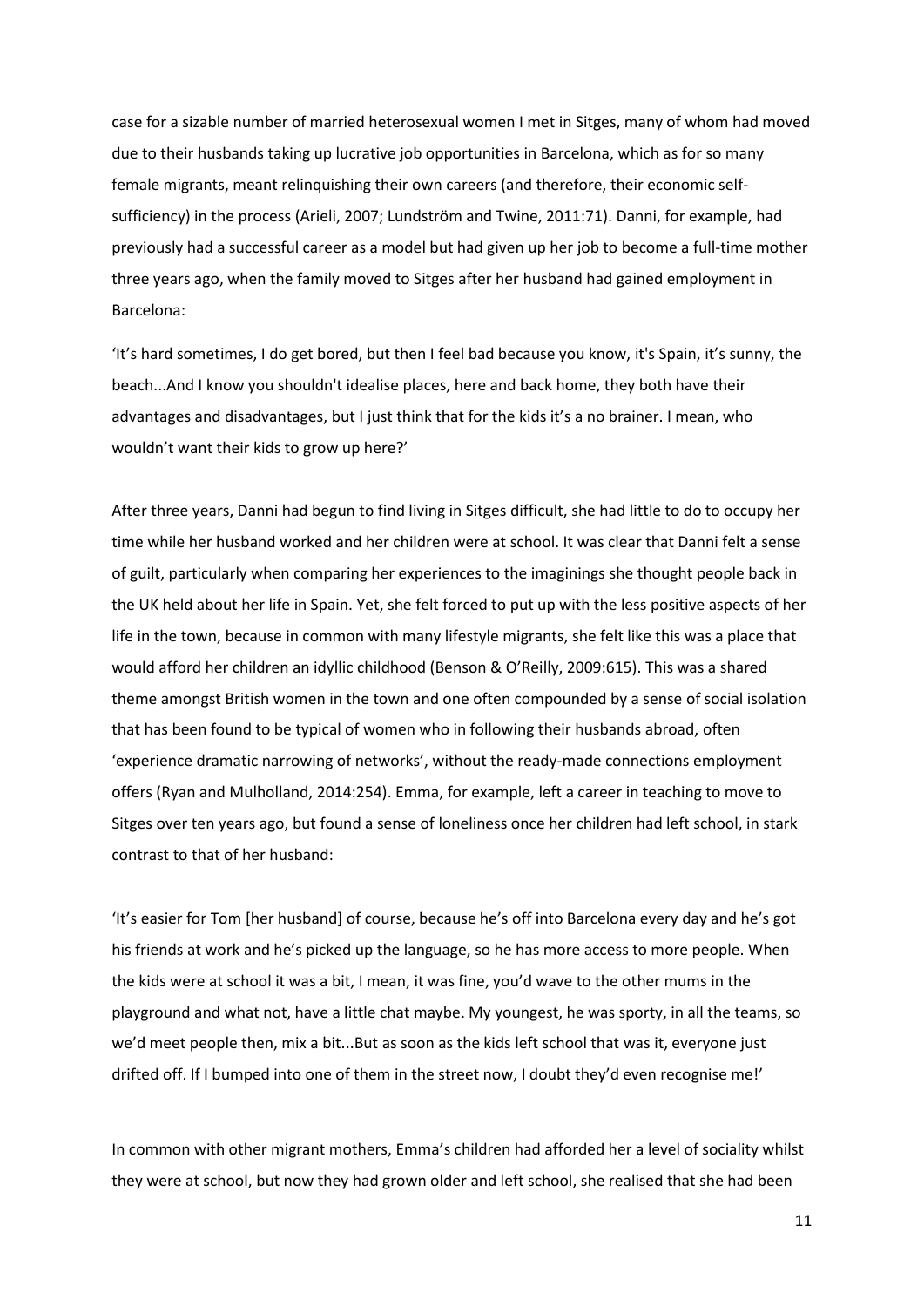case for a sizable number of married heterosexual women I met in Sitges, many of whom had moved due to their husbands taking up lucrative job opportunities in Barcelona, which as for so many female migrants, meant relinquishing their own careers (and therefore, their economic self-sufficiency) in the process (Arieli, 2007; Lundström and Twine, 2011:71). Danni, for example, had previously had a successful career as a model but had given up her job to become a full-time mother three years ago, when the family moved to Sitges after her husband had gained employment in Barcelona:

'It's hard sometimes, I do get bored, but then I feel bad because you know, it's Spain, it's sunny, the beach...And I know you shouldn't idealise places, here and back home, they both have their advantages and disadvantages, but I just think that for the kids it's a no brainer. I mean, who wouldn't want their kids to grow up here?'

After three years, Danni had begun to find living in Sitges difficult, she had little to do to occupy her time while her husband worked and her children were at school. It was clear that Danni felt a sense of guilt, particularly when comparing her experiences to the imaginings she thought people back in the UK held about her life in Spain. Yet, she felt forced to put up with the less positive aspects of her life in the town, because in common with many lifestyle migrants, she felt like this was a place that would afford her children an idyllic childhood (Benson & O'Reilly, 2009:615). This was a shared theme amongst British women in the town and one often compounded by a sense of social isolation that has been found to be typical of women who in following their husbands abroad, often 'experience dramatic narrowing of networks', without the ready-made connections employment offers (Ryan and Mulholland, 2014:254). Emma, for example, left a career in teaching to move to Sitges over ten years ago, but found a sense of loneliness once her children had left school, in stark contrast to that of her husband:

'It's easier for Tom [her husband] of course, because he's off into Barcelona every day and he's got his friends at work and he's picked up the language, so he has more access to more people. When the kids were at school it was a bit, I mean, it was fine, you'd wave to the other mums in the playground and what not, have a little chat maybe. My youngest, he was sporty, in all the teams, so we'd meet people then, mix a bit...But as soon as the kids left school that was it, everyone just drifted off. If I bumped into one of them in the street now, I doubt they'd even recognise me!'

In common with other migrant mothers, Emma's children had afforded her a level of sociality whilst they were at school, but now they had grown older and left school, she realised that she had been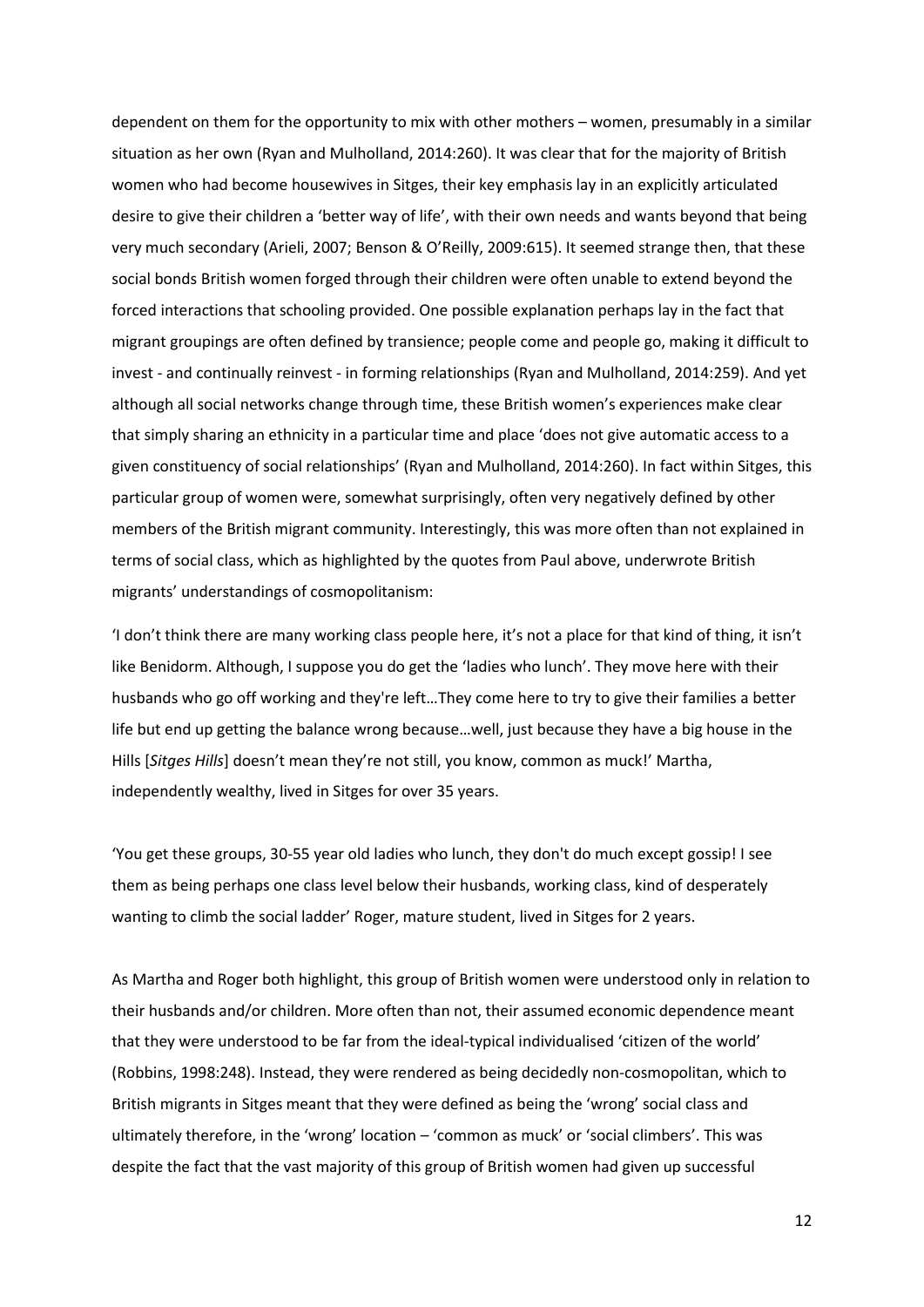dependent on them for the opportunity to mix with other mothers – women, presumably in a similar situation as her own (Ryan and Mulholland, 2014:260). It was clear that for the majority of British women who had become housewives in Sitges, their key emphasis lay in an explicitly articulated desire to give their children a 'better way of life', with their own needs and wants beyond that being very much secondary (Arieli, 2007; Benson & O'Reilly, 2009:615). It seemed strange then, that these social bonds British women forged through their children were often unable to extend beyond the forced interactions that schooling provided. One possible explanation perhaps lay in the fact that migrant groupings are often defined by transience; people come and people go, making it difficult to invest - and continually reinvest - in forming relationships (Ryan and Mulholland, 2014:259). And yet although all social networks change through time, these British women's experiences make clear that simply sharing an ethnicity in a particular time and place 'does not give automatic access to a given constituency of social relationships' (Ryan and Mulholland, 2014:260). In fact within Sitges, this particular group of women were, somewhat surprisingly, often very negatively defined by other members of the British migrant community. Interestingly, this was more often than not explained in terms of social class, which as highlighted by the quotes from Paul above, underwrote British migrants' understandings of cosmopolitanism:

'I don't think there are many working class people here, it's not a place for that kind of thing, it isn't like Benidorm. Although, I suppose you do get the 'ladies who lunch'. They move here with their husbands who go off working and they're left…They come here to try to give their families a better life but end up getting the balance wrong because…well, just because they have a big house in the Hills [*Sitges Hills*] doesn't mean they're not still, you know, common as muck!' Martha, independently wealthy, lived in Sitges for over 35 years.

'You get these groups, 30-55 year old ladies who lunch, they don't do much except gossip! I see them as being perhaps one class level below their husbands, working class, kind of desperately wanting to climb the social ladder' Roger, mature student, lived in Sitges for 2 years.

As Martha and Roger both highlight, this group of British women were understood only in relation to their husbands and/or children. More often than not, their assumed economic dependence meant that they were understood to be far from the ideal-typical individualised 'citizen of the world' (Robbins, 1998:248). Instead, they were rendered as being decidedly non-cosmopolitan, which to British migrants in Sitges meant that they were defined as being the 'wrong' social class and ultimately therefore, in the 'wrong' location – 'common as muck' or 'social climbers'. This was despite the fact that the vast majority of this group of British women had given up successful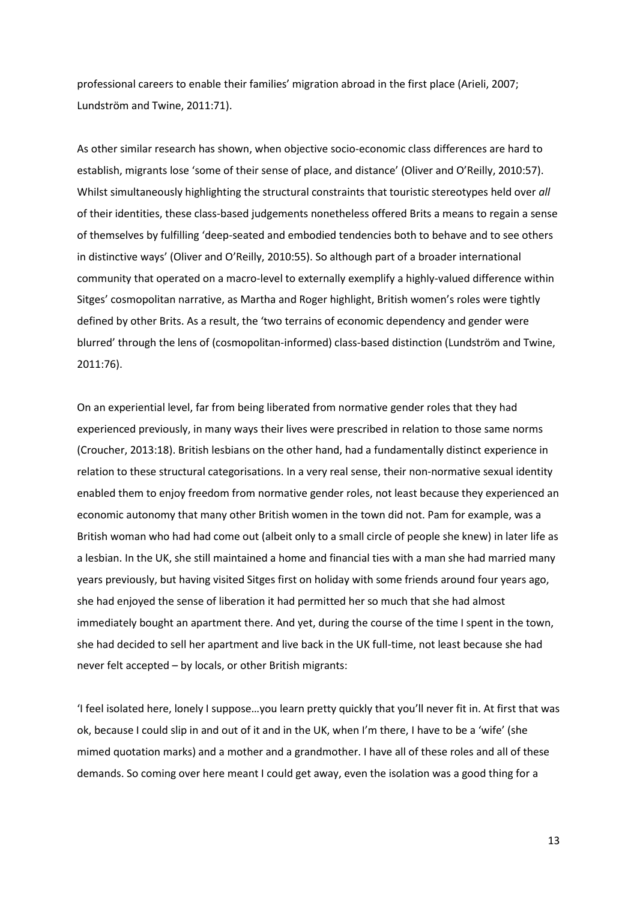professional careers to enable their families' migration abroad in the first place (Arieli, 2007; Lundström and Twine, 2011:71).

As other similar research has shown, when objective socio-economic class differences are hard to establish, migrants lose 'some of their sense of place, and distance' (Oliver and O'Reilly, 2010:57). Whilst simultaneously highlighting the structural constraints that touristic stereotypes held over *all* of their identities, these class-based judgements nonetheless offered Brits a means to regain a sense of themselves by fulfilling 'deep-seated and embodied tendencies both to behave and to see others in distinctive ways' (Oliver and O'Reilly, 2010:55). So although part of a broader international community that operated on a macro-level to externally exemplify a highly-valued difference within Sitges' cosmopolitan narrative, as Martha and Roger highlight, British women's roles were tightly defined by other Brits. As a result, the 'two terrains of economic dependency and gender were blurred' through the lens of (cosmopolitan-informed) class-based distinction (Lundström and Twine, 2011:76).

On an experiential level, far from being liberated from normative gender roles that they had experienced previously, in many ways their lives were prescribed in relation to those same norms (Croucher, 2013:18). British lesbians on the other hand, had a fundamentally distinct experience in relation to these structural categorisations. In a very real sense, their non-normative sexual identity enabled them to enjoy freedom from normative gender roles, not least because they experienced an economic autonomy that many other British women in the town did not. Pam for example, was a British woman who had had come out (albeit only to a small circle of people she knew) in later life as a lesbian. In the UK, she still maintained a home and financial ties with a man she had married many years previously, but having visited Sitges first on holiday with some friends around four years ago, she had enjoyed the sense of liberation it had permitted her so much that she had almost immediately bought an apartment there. And yet, during the course of the time I spent in the town, she had decided to sell her apartment and live back in the UK full-time, not least because she had never felt accepted – by locals, or other British migrants:

'I feel isolated here, lonely I suppose…you learn pretty quickly that you'll never fit in. At first that was ok, because I could slip in and out of it and in the UK, when I'm there, I have to be a 'wife' (she mimed quotation marks) and a mother and a grandmother. I have all of these roles and all of these demands. So coming over here meant I could get away, even the isolation was a good thing for a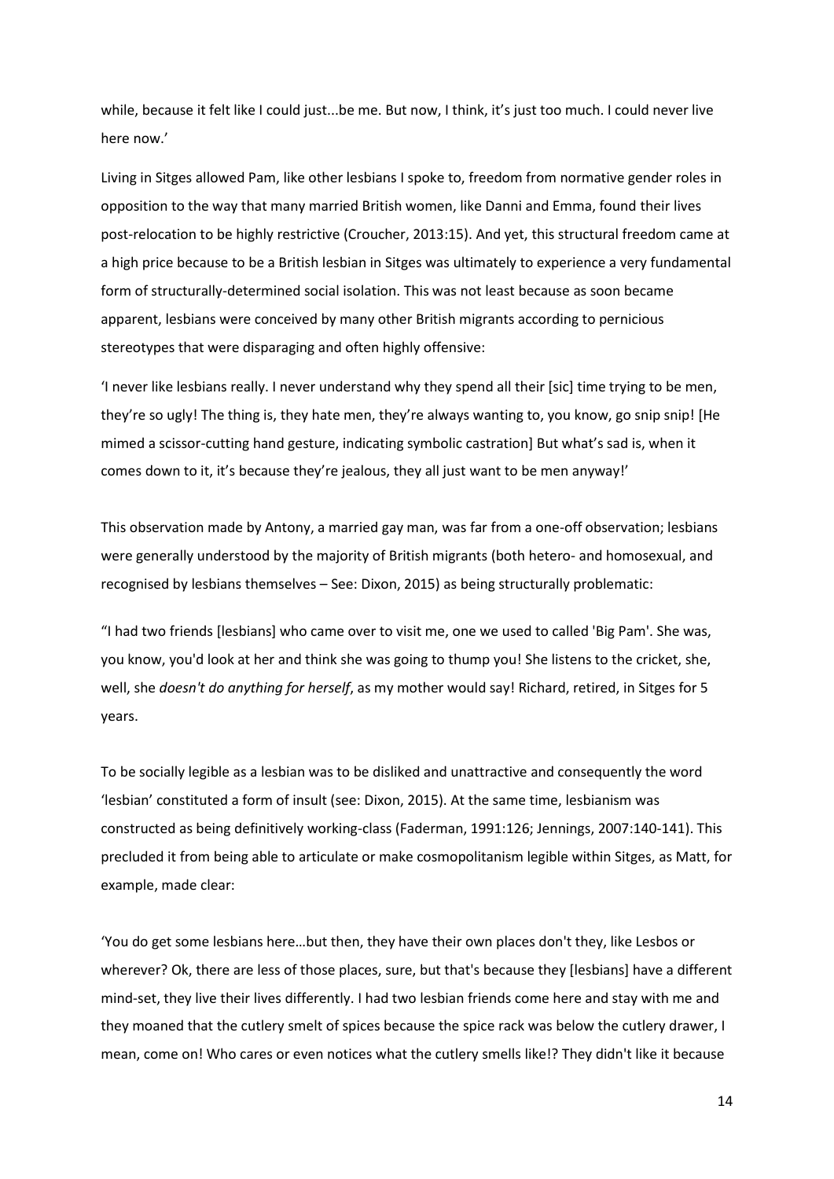while, because it felt like I could just...be me. But now, I think, it's just too much. I could never live here now.'

Living in Sitges allowed Pam, like other lesbians I spoke to, freedom from normative gender roles in opposition to the way that many married British women, like Danni and Emma, found their lives post-relocation to be highly restrictive (Croucher, 2013:15). And yet, this structural freedom came at a high price because to be a British lesbian in Sitges was ultimately to experience a very fundamental form of structurally-determined social isolation. This was not least because as soon became apparent, lesbians were conceived by many other British migrants according to pernicious stereotypes that were disparaging and often highly offensive:

'I never like lesbians really. I never understand why they spend all their [sic] time trying to be men, they're so ugly! The thing is, they hate men, they're always wanting to, you know, go snip snip! [He mimed a scissor-cutting hand gesture, indicating symbolic castration] But what's sad is, when it comes down to it, it's because they're jealous, they all just want to be men anyway!'

This observation made by Antony, a married gay man, was far from a one-off observation; lesbians were generally understood by the majority of British migrants (both hetero- and homosexual, and recognised by lesbians themselves – See: Dixon, 2015) as being structurally problematic:

"I had two friends [lesbians] who came over to visit me, one we used to called 'Big Pam'. She was, you know, you'd look at her and think she was going to thump you! She listens to the cricket, she, well, she *doesn't do anything for herself*, as my mother would say! Richard, retired, in Sitges for 5 years.

To be socially legible as a lesbian was to be disliked and unattractive and consequently the word 'lesbian' constituted a form of insult (see: Dixon, 2015). At the same time, lesbianism was constructed as being definitively working-class (Faderman, 1991:126; Jennings, 2007:140-141). This precluded it from being able to articulate or make cosmopolitanism legible within Sitges, as Matt, for example, made clear:

'You do get some lesbians here…but then, they have their own places don't they, like Lesbos or wherever? Ok, there are less of those places, sure, but that's because they [lesbians] have a different mind-set, they live their lives differently. I had two lesbian friends come here and stay with me and they moaned that the cutlery smelt of spices because the spice rack was below the cutlery drawer, I mean, come on! Who cares or even notices what the cutlery smells like!? They didn't like it because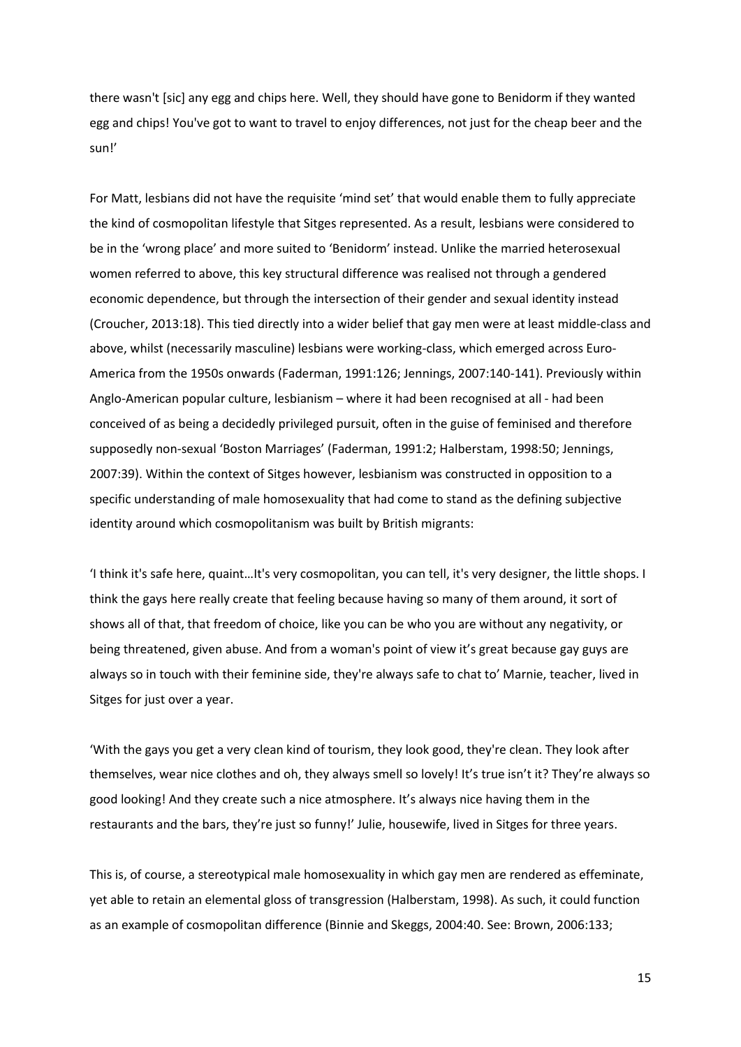there wasn't [sic] any egg and chips here. Well, they should have gone to Benidorm if they wanted egg and chips! You've got to want to travel to enjoy differences, not just for the cheap beer and the sun!'

For Matt, lesbians did not have the requisite 'mind set' that would enable them to fully appreciate the kind of cosmopolitan lifestyle that Sitges represented. As a result, lesbians were considered to be in the 'wrong place' and more suited to 'Benidorm' instead. Unlike the married heterosexual women referred to above, this key structural difference was realised not through a gendered economic dependence, but through the intersection of their gender and sexual identity instead (Croucher, 2013:18). This tied directly into a wider belief that gay men were at least middle-class and above, whilst (necessarily masculine) lesbians were working-class, which emerged across Euro-America from the 1950s onwards (Faderman, 1991:126; Jennings, 2007:140-141). Previously within Anglo-American popular culture, lesbianism – where it had been recognised at all - had been conceived of as being a decidedly privileged pursuit, often in the guise of feminised and therefore supposedly non-sexual 'Boston Marriages' (Faderman, 1991:2; Halberstam, 1998:50; Jennings, 2007:39). Within the context of Sitges however, lesbianism was constructed in opposition to a specific understanding of male homosexuality that had come to stand as the defining subjective identity around which cosmopolitanism was built by British migrants:

'I think it's safe here, quaint…It's very cosmopolitan, you can tell, it's very designer, the little shops. I think the gays here really create that feeling because having so many of them around, it sort of shows all of that, that freedom of choice, like you can be who you are without any negativity, or being threatened, given abuse. And from a woman's point of view it's great because gay guys are always so in touch with their feminine side, they're always safe to chat to' Marnie, teacher, lived in Sitges for just over a year.

'With the gays you get a very clean kind of tourism, they look good, they're clean. They look after themselves, wear nice clothes and oh, they always smell so lovely! It's true isn't it? They're always so good looking! And they create such a nice atmosphere. It's always nice having them in the restaurants and the bars, they're just so funny!' Julie, housewife, lived in Sitges for three years.

This is, of course, a stereotypical male homosexuality in which gay men are rendered as effeminate, yet able to retain an elemental gloss of transgression (Halberstam, 1998). As such, it could function as an example of cosmopolitan difference (Binnie and Skeggs, 2004:40. See: Brown, 2006:133;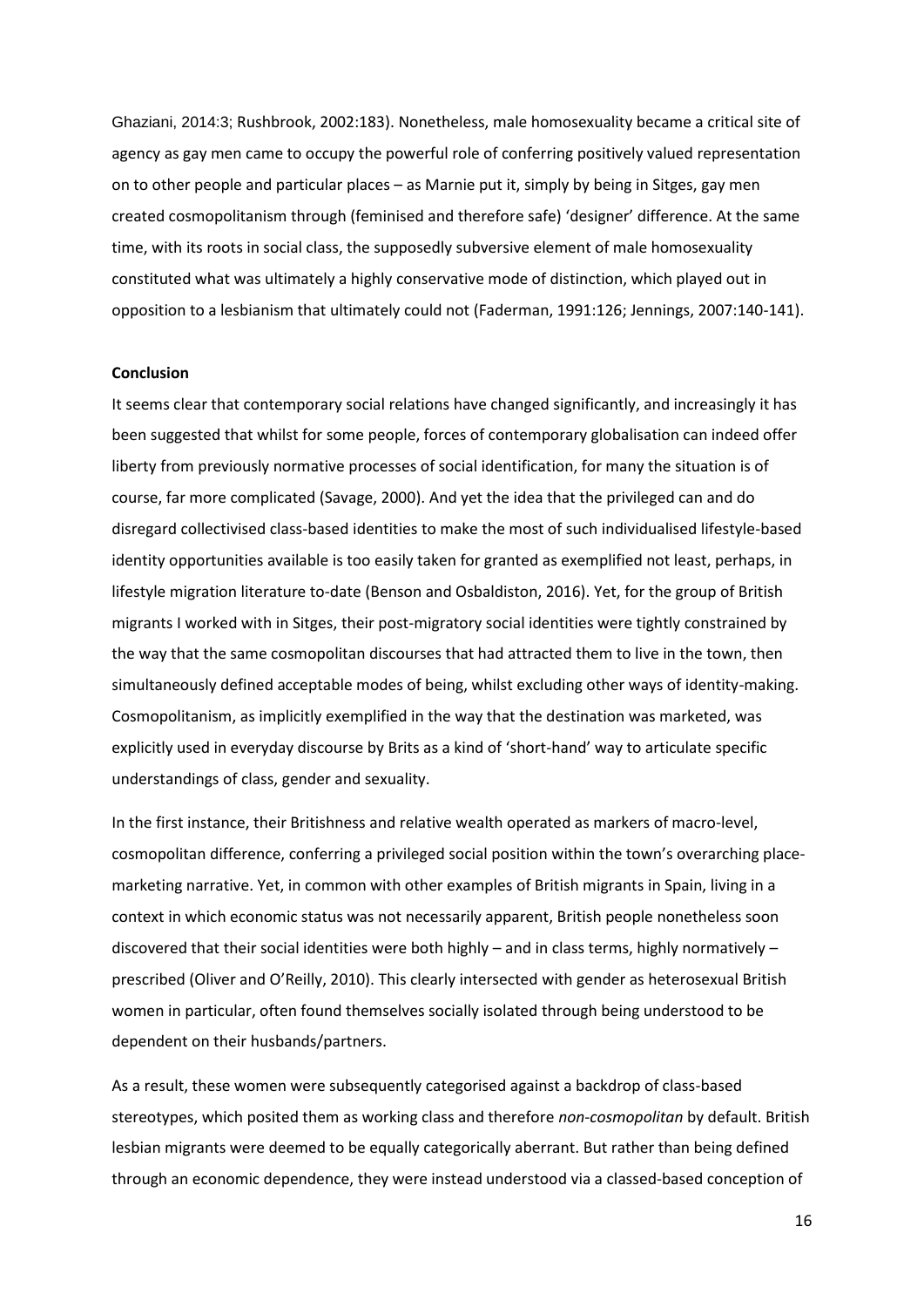Ghaziani, 2014:3; Rushbrook, 2002:183). Nonetheless, male homosexuality became a critical site of agency as gay men came to occupy the powerful role of conferring positively valued representation on to other people and particular places – as Marnie put it, simply by being in Sitges, gay men created cosmopolitanism through (feminised and therefore safe) 'designer' difference. At the same time, with its roots in social class, the supposedly subversive element of male homosexuality constituted what was ultimately a highly conservative mode of distinction, which played out in opposition to a lesbianism that ultimately could not (Faderman, 1991:126; Jennings, 2007:140-141).

**Conclusion**

It seems clear that contemporary social relations have changed significantly, and increasingly it has been suggested that whilst for some people, forces of contemporary globalisation can indeed offer liberty from previously normative processes of social identification, for many the situation is of course, far more complicated (Savage, 2000). And yet the idea that the privileged can and do disregard collectivised class-based identities to make the most of such individualised lifestyle-based identity opportunities available is too easily taken for granted as exemplified not least, perhaps, in lifestyle migration literature to-date (Benson and Osbaldiston, 2016). Yet, for the group of British migrants I worked with in Sitges, their post-migratory social identities were tightly constrained by the way that the same cosmopolitan discourses that had attracted them to live in the town, then simultaneously defined acceptable modes of being, whilst excluding other ways of identity-making. Cosmopolitanism, as implicitly exemplified in the way that the destination was marketed, was explicitly used in everyday discourse by Brits as a kind of 'short-hand' way to articulate specific understandings of class, gender and sexuality.

In the first instance, their Britishness and relative wealth operated as markers of macro-level, cosmopolitan difference, conferring a privileged social position within the town's overarching place-marketing narrative. Yet, in common with other examples of British migrants in Spain, living in a context in which economic status was not necessarily apparent, British people nonetheless soon discovered that their social identities were both highly – and in class terms, highly normatively – prescribed (Oliver and O'Reilly, 2010). This clearly intersected with gender as heterosexual British women in particular, often found themselves socially isolated through being understood to be dependent on their husbands/partners.

As a result, these women were subsequently categorised against a backdrop of class-based stereotypes, which posited them as working class and therefore *non-cosmopolitan* by default. British lesbian migrants were deemed to be equally categorically aberrant. But rather than being defined through an economic dependence, they were instead understood via a classed-based conception of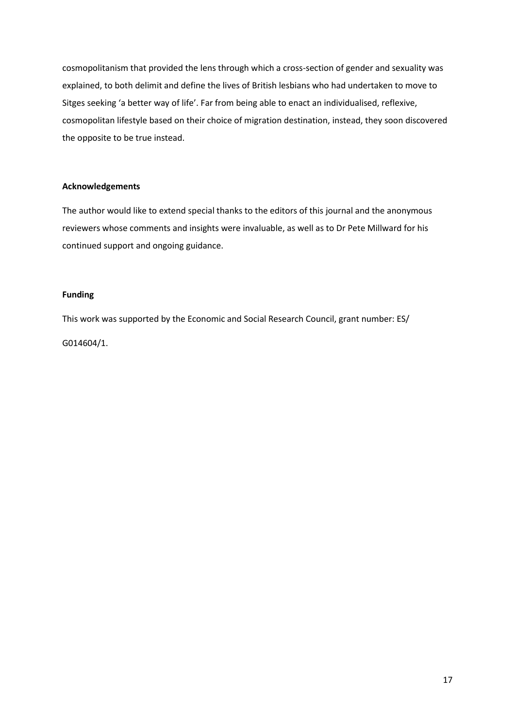cosmopolitanism that provided the lens through which a cross-section of gender and sexuality was explained, to both delimit and define the lives of British lesbians who had undertaken to move to Sitges seeking 'a better way of life'. Far from being able to enact an individualised, reflexive, cosmopolitan lifestyle based on their choice of migration destination, instead, they soon discovered the opposite to be true instead.

## Acknowledgements

The author would like to extend special thanks to the editors of this journal and the anonymous reviewers whose comments and insights were invaluable, as well as to Dr Pete Millward for his continued support and ongoing guidance.

## Funding

This work was supported by the Economic and Social Research Council, grant number: ES/G014604/1.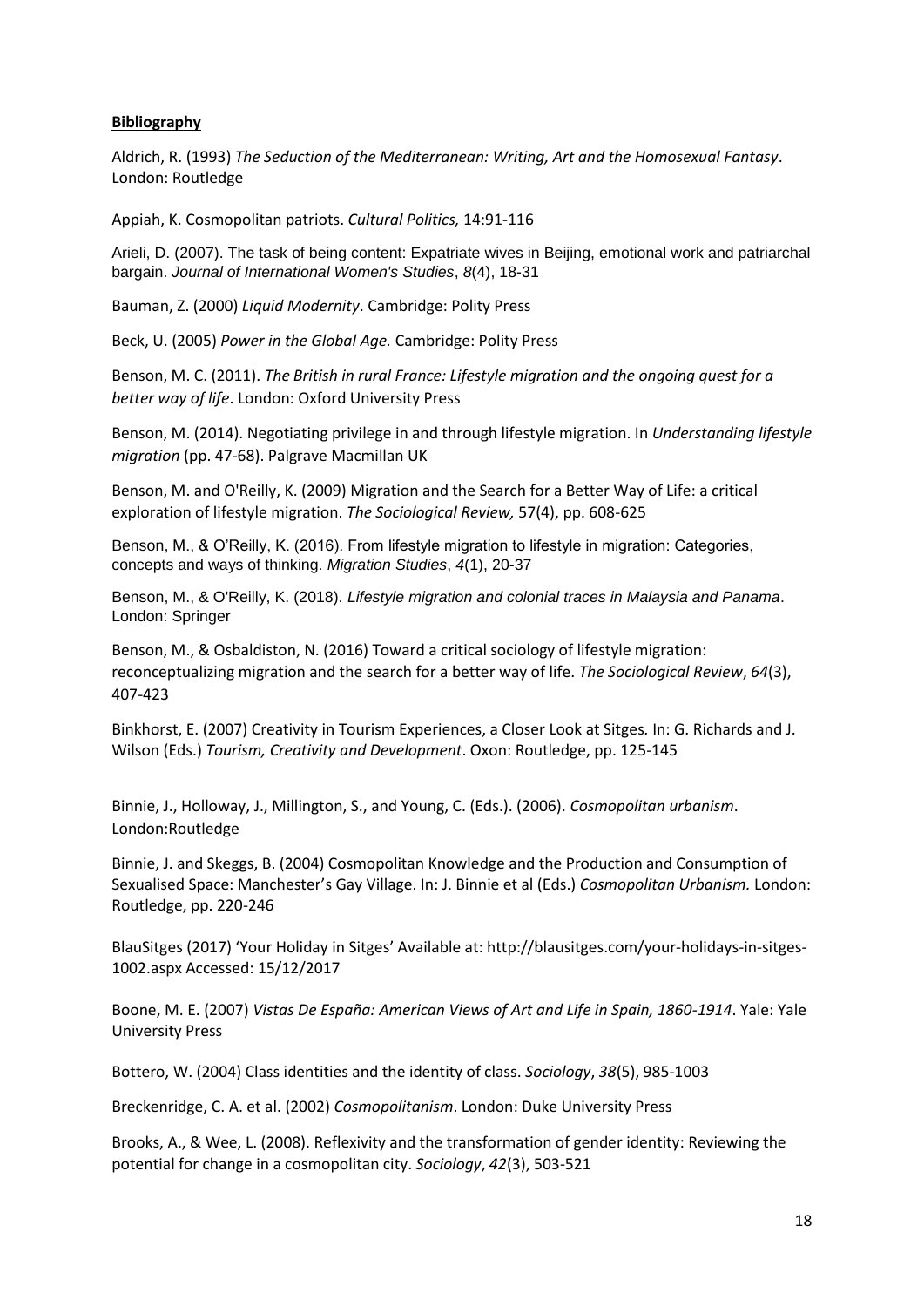**Bibliography**

Aldrich, R. (1993) *The Seduction of the Mediterranean: Writing, Art and the Homosexual Fantasy*. London: Routledge

Appiah, K. Cosmopolitan patriots. *Cultural Politics,* 14:91-116

Arieli, D. (2007). The task of being content: Expatriate wives in Beijing, emotional work and patriarchal bargain. *Journal of International Women's Studies*, *8*(4), 18-31

Bauman, Z. (2000) *Liquid Modernity*. Cambridge: Polity Press

Beck, U. (2005) *Power in the Global Age.* Cambridge: Polity Press

Benson, M. C. (2011). *The British in rural France: Lifestyle migration and the ongoing quest for a better way of life*. London: Oxford University Press

Benson, M. (2014). Negotiating privilege in and through lifestyle migration. In *Understanding lifestyle migration* (pp. 47-68). Palgrave Macmillan UK

Benson, M. and O'Reilly, K. (2009) Migration and the Search for a Better Way of Life: a critical exploration of lifestyle migration. *The Sociological Review,* 57(4), pp. 608-625

Benson, M., & O'Reilly, K. (2016). From lifestyle migration to lifestyle in migration: Categories, concepts and ways of thinking. *Migration Studies*, *4*(1), 20-37

Benson, M., & O'Reilly, K. (2018). *Lifestyle migration and colonial traces in Malaysia and Panama*. London: Springer

Benson, M., & Osbaldiston, N. (2016) Toward a critical sociology of lifestyle migration: reconceptualizing migration and the search for a better way of life. *The Sociological Review*, *64*(3), 407-423

Binkhorst, E. (2007) Creativity in Tourism Experiences, a Closer Look at Sitges*.* In: G. Richards and J. Wilson (Eds.) *Tourism, Creativity and Development*. Oxon: Routledge, pp. 125-145

Binnie, J., Holloway, J., Millington, S., and Young, C. (Eds.). (2006). *Cosmopolitan urbanism*. London:Routledge

Binnie, J. and Skeggs, B. (2004) Cosmopolitan Knowledge and the Production and Consumption of Sexualised Space: Manchester's Gay Village. In: J. Binnie et al (Eds.) *Cosmopolitan Urbanism.* London: Routledge, pp. 220-246

BlauSitges (2017) 'Your Holiday in Sitges' Available at: http://blausitges.com/your-holidays-in-sitges-1002.aspx Accessed: 15/12/2017

Boone, M. E. (2007) *Vistas De España: American Views of Art and Life in Spain, 1860-1914*. Yale: Yale University Press

Bottero, W. (2004) Class identities and the identity of class. *Sociology*, *38*(5), 985-1003

Breckenridge, C. A. et al. (2002) *Cosmopolitanism*. London: Duke University Press

Brooks, A., & Wee, L. (2008). Reflexivity and the transformation of gender identity: Reviewing the potential for change in a cosmopolitan city. *Sociology*, *42*(3), 503-521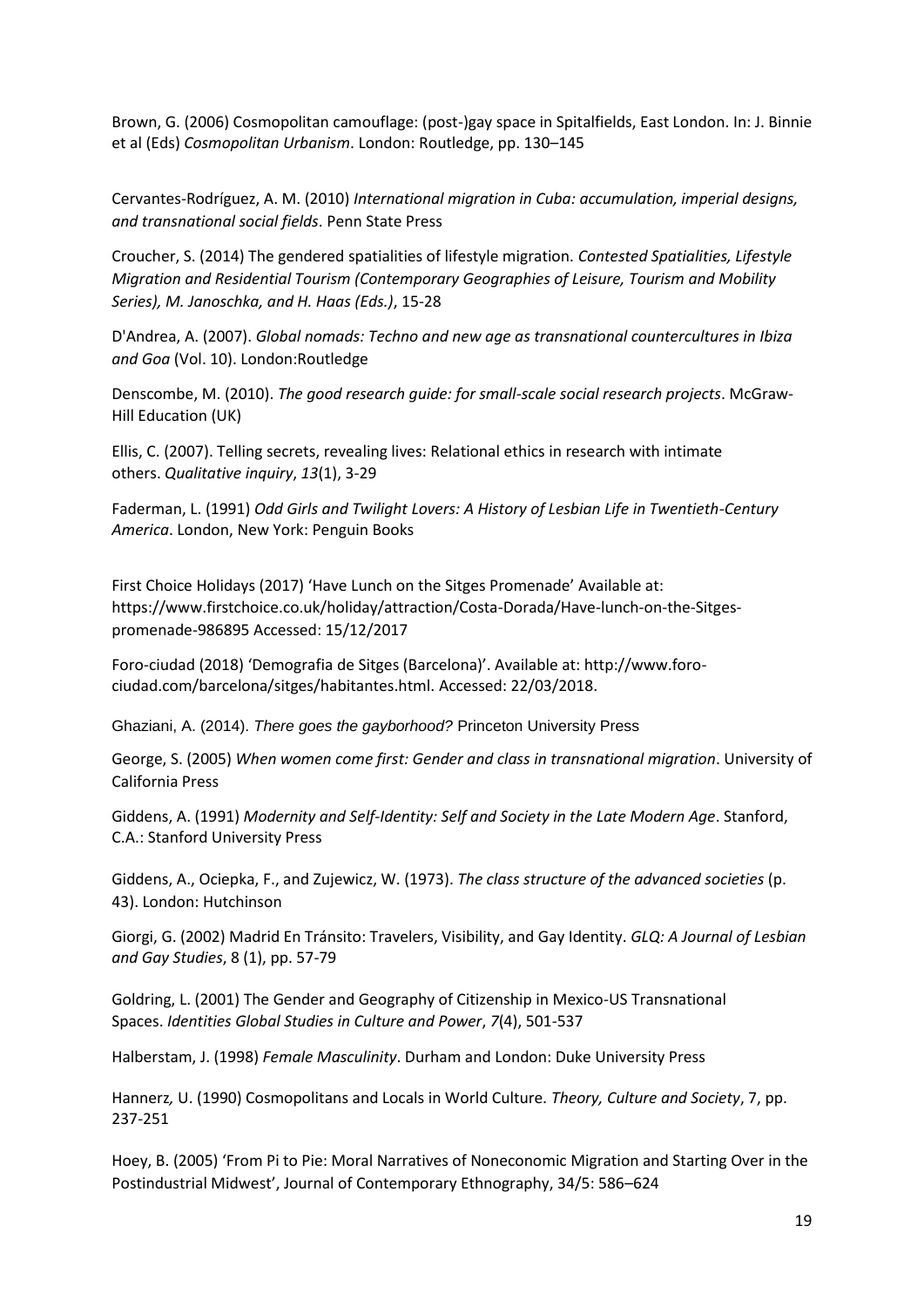Brown, G. (2006) Cosmopolitan camouflage: (post-)gay space in Spitalfields, East London. In: J. Binnie et al (Eds) *Cosmopolitan Urbanism*. London: Routledge, pp. 130–145

Cervantes-Rodríguez, A. M. (2010) *International migration in Cuba: accumulation, imperial designs, and transnational social fields*. Penn State Press

Croucher, S. (2014) The gendered spatialities of lifestyle migration. *Contested Spatialities, Lifestyle Migration and Residential Tourism (Contemporary Geographies of Leisure, Tourism and Mobility Series), M. Janoschka, and H. Haas (Eds.)*, 15-28

D'Andrea, A. (2007). *Global nomads: Techno and new age as transnational countercultures in Ibiza and Goa* (Vol. 10). London:Routledge

Denscombe, M. (2010). *The good research guide: for small-scale social research projects*. McGraw-Hill Education (UK)

Ellis, C. (2007). Telling secrets, revealing lives: Relational ethics in research with intimate others. *Qualitative inquiry*, *13*(1), 3-29

Faderman, L. (1991) *Odd Girls and Twilight Lovers: A History of Lesbian Life in Twentieth-Century America*. London, New York: Penguin Books

First Choice Holidays (2017) 'Have Lunch on the Sitges Promenade' Available at: https://www.firstchoice.co.uk/holiday/attraction/Costa-Dorada/Have-lunch-on-the-Sitges-promenade-986895 Accessed: 15/12/2017

Foro-ciudad (2018) 'Demografia de Sitges (Barcelona)'. Available at: http://www.foro-ciudad.com/barcelona/sitges/habitantes.html. Accessed: 22/03/2018.

Ghaziani, A. (2014). *There goes the gayborhood?* Princeton University Press

George, S. (2005) *When women come first: Gender and class in transnational migration*. University of California Press

Giddens, A. (1991) *Modernity and Self-Identity: Self and Society in the Late Modern Age*. Stanford, C.A.: Stanford University Press

Giddens, A., Ociepka, F., and Zujewicz, W. (1973). *The class structure of the advanced societies* (p. 43). London: Hutchinson

Giorgi, G. (2002) Madrid En Tránsito: Travelers, Visibility, and Gay Identity. *GLQ: A Journal of Lesbian and Gay Studies*, 8 (1), pp. 57-79

Goldring, L. (2001) The Gender and Geography of Citizenship in Mexico-US Transnational Spaces. *Identities Global Studies in Culture and Power*, *7*(4), 501-537

Halberstam, J. (1998) *Female Masculinity*. Durham and London: Duke University Press

Hannerz, U. (1990) Cosmopolitans and Locals in World Culture*. Theory, Culture and Society*, 7, pp. 237-251

Hoey, B. (2005) 'From Pi to Pie: Moral Narratives of Noneconomic Migration and Starting Over in the Postindustrial Midwest', Journal of Contemporary Ethnography, 34/5: 586–624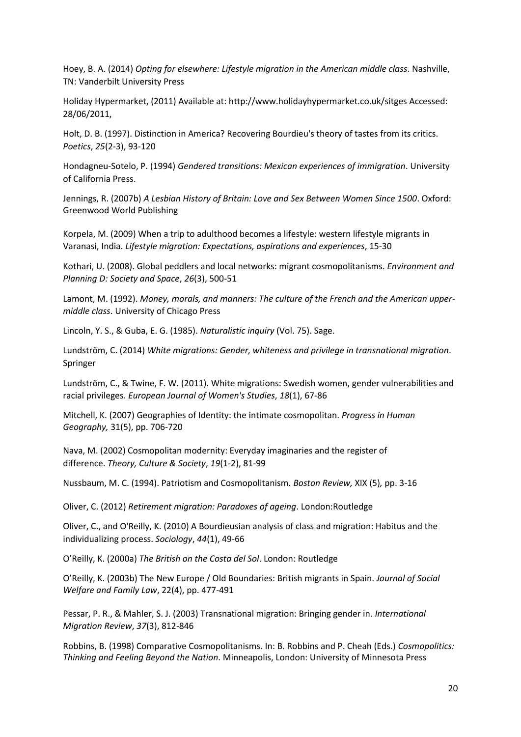Hoey, B. A. (2014) *Opting for elsewhere: Lifestyle migration in the American middle class*. Nashville, TN: Vanderbilt University Press

Holiday Hypermarket, (2011) Available at: http://www.holidayhypermarket.co.uk/sitges Accessed: 28/06/2011,

Holt, D. B. (1997). Distinction in America? Recovering Bourdieu's theory of tastes from its critics. *Poetics*, *25*(2-3), 93-120

Hondagneu-Sotelo, P. (1994) *Gendered transitions: Mexican experiences of immigration*. University of California Press.

Jennings, R. (2007b) *A Lesbian History of Britain: Love and Sex Between Women Since 1500*. Oxford: Greenwood World Publishing

Korpela, M. (2009) When a trip to adulthood becomes a lifestyle: western lifestyle migrants in Varanasi, India. *Lifestyle migration: Expectations, aspirations and experiences*, 15-30

Kothari, U. (2008). Global peddlers and local networks: migrant cosmopolitanisms. *Environment and Planning D: Society and Space*, *26*(3), 500-51

Lamont, M. (1992). *Money, morals, and manners: The culture of the French and the American upper-middle class*. University of Chicago Press

Lincoln, Y. S., & Guba, E. G. (1985). *Naturalistic inquiry* (Vol. 75). Sage.

Lundström, C. (2014) *White migrations: Gender, whiteness and privilege in transnational migration*. Springer

Lundström, C., & Twine, F. W. (2011). White migrations: Swedish women, gender vulnerabilities and racial privileges. *European Journal of Women's Studies*, *18*(1), 67-86

Mitchell, K. (2007) Geographies of Identity: the intimate cosmopolitan. *Progress in Human Geography,* 31(5), pp. 706-720

Nava, M. (2002) Cosmopolitan modernity: Everyday imaginaries and the register of difference. *Theory, Culture & Society*, *19*(1-2), 81-99

Nussbaum, M. C. (1994). Patriotism and Cosmopolitanism. *Boston Review,* XIX (5)*,* pp. 3-16

Oliver, C. (2012) *Retirement migration: Paradoxes of ageing*. London:Routledge

Oliver, C., and O'Reilly, K. (2010) A Bourdieusian analysis of class and migration: Habitus and the individualizing process. *Sociology*, *44*(1), 49-66

O'Reilly, K. (2000a) *The British on the Costa del Sol*. London: Routledge

O'Reilly, K. (2003b) The New Europe / Old Boundaries: British migrants in Spain. *Journal of Social Welfare and Family Law*, 22(4), pp. 477-491

Pessar, P. R., & Mahler, S. J. (2003) Transnational migration: Bringing gender in. *International Migration Review*, *37*(3), 812-846

Robbins, B. (1998) Comparative Cosmopolitanisms. In: B. Robbins and P. Cheah (Eds.) *Cosmopolitics: Thinking and Feeling Beyond the Nation*. Minneapolis, London: University of Minnesota Press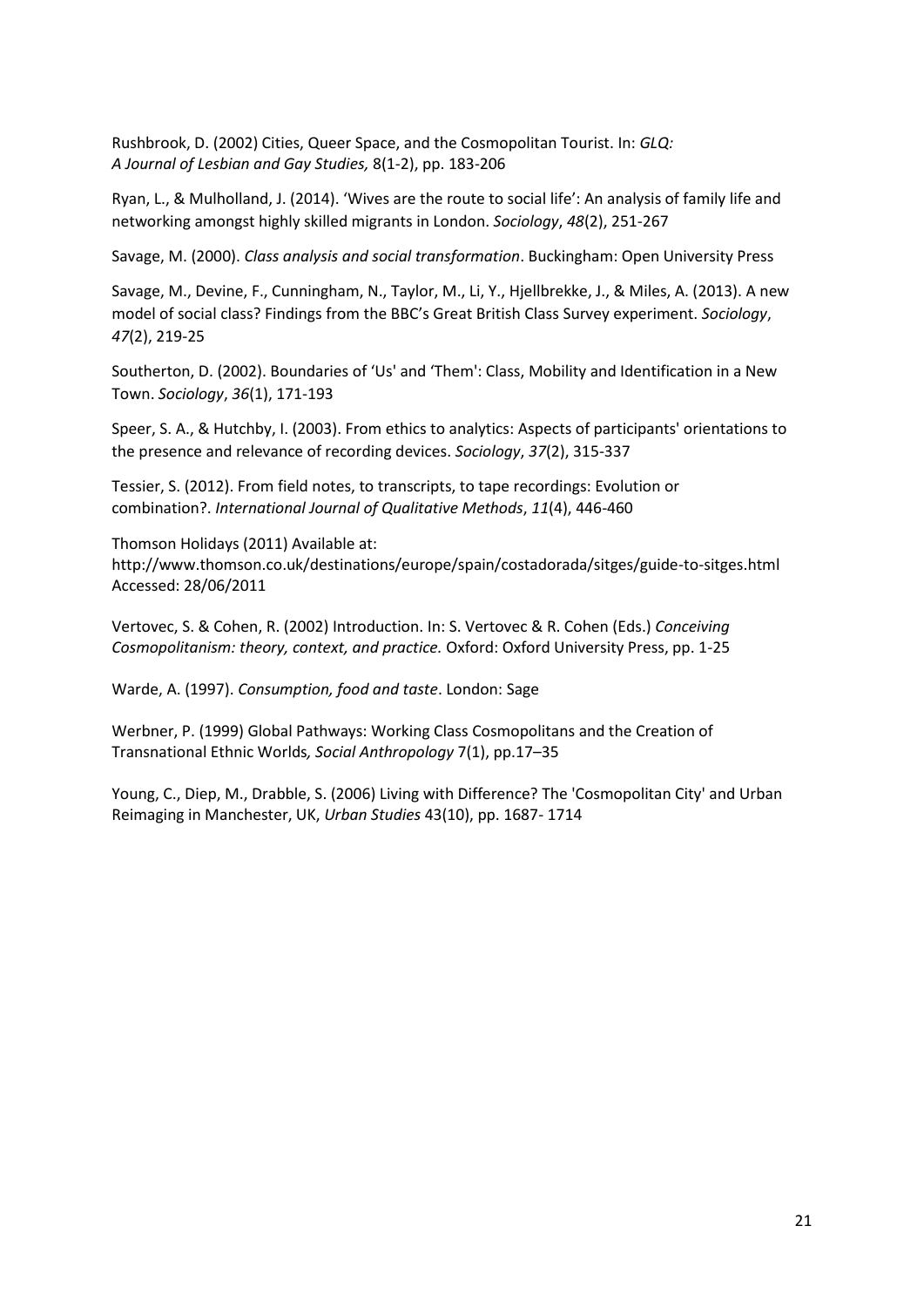Rushbrook, D. (2002) Cities, Queer Space, and the Cosmopolitan Tourist. In: *GLQ: A Journal of Lesbian and Gay Studies,* 8(1-2), pp. 183-206

Ryan, L., & Mulholland, J. (2014). 'Wives are the route to social life': An analysis of family life and networking amongst highly skilled migrants in London. *Sociology*, *48*(2), 251-267

Savage, M. (2000). *Class analysis and social transformation*. Buckingham: Open University Press

Savage, M., Devine, F., Cunningham, N., Taylor, M., Li, Y., Hjellbrekke, J., & Miles, A. (2013). A new model of social class? Findings from the BBC's Great British Class Survey experiment. *Sociology*, *47*(2), 219-25

Southerton, D. (2002). Boundaries of 'Us' and 'Them': Class, Mobility and Identification in a New Town. *Sociology*, *36*(1), 171-193

Speer, S. A., & Hutchby, I. (2003). From ethics to analytics: Aspects of participants' orientations to the presence and relevance of recording devices. *Sociology*, *37*(2), 315-337

Tessier, S. (2012). From field notes, to transcripts, to tape recordings: Evolution or combination?. *International Journal of Qualitative Methods*, *11*(4), 446-460

Thomson Holidays (2011) Available at: http://www.thomson.co.uk/destinations/europe/spain/costadorada/sitges/guide-to-sitges.html Accessed: 28/06/2011

Vertovec, S. & Cohen, R. (2002) Introduction. In: S. Vertovec & R. Cohen (Eds.) *Conceiving Cosmopolitanism: theory, context, and practice.* Oxford: Oxford University Press, pp. 1-25

Warde, A. (1997). *Consumption, food and taste*. London: Sage

Werbner, P. (1999) Global Pathways: Working Class Cosmopolitans and the Creation of Transnational Ethnic Worlds*, Social Anthropology* 7(1), pp.17–35

Young, C., Diep, M., Drabble, S. (2006) Living with Difference? The 'Cosmopolitan City' and Urban Reimaging in Manchester, UK, *Urban Studies* 43(10), pp. 1687- 1714